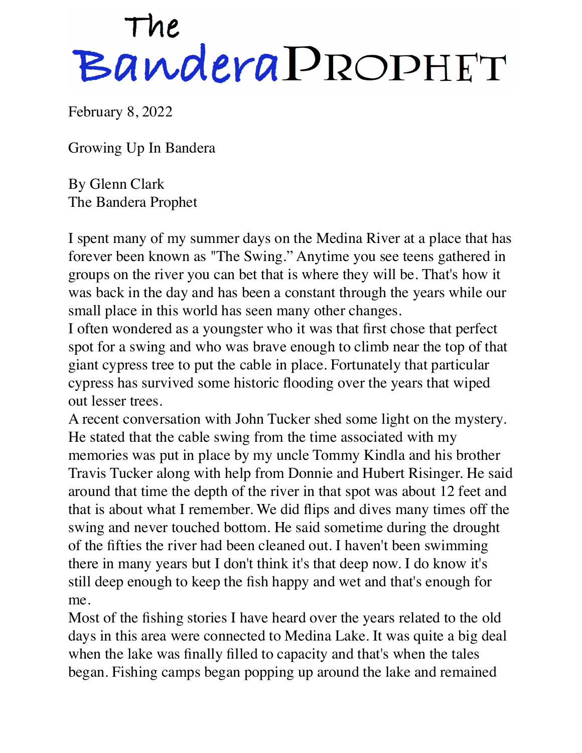# The Bandera Prophet

February 8, 2022

Growing Up In Bandera

By Glenn Clark
The Bandera Prophet

I spent many of my summer days on the Medina River at a place that has forever been known as "The Swing." Anytime you see teens gathered in groups on the river you can bet that is where they will be. That's how it was back in the day and has been a constant through the years while our small place in this world has seen many other changes.

I often wondered as a youngster who it was that first chose that perfect spot for a swing and who was brave enough to climb near the top of that giant cypress tree to put the cable in place. Fortunately that particular cypress has survived some historic flooding over the years that wiped out lesser trees.

A recent conversation with John Tucker shed some light on the mystery. He stated that the cable swing from the time associated with my memories was put in place by my uncle Tommy Kindla and his brother Travis Tucker along with help from Donnie and Hubert Risinger. He said around that time the depth of the river in that spot was about 12 feet and that is about what I remember. We did flips and dives many times off the swing and never touched bottom. He said sometime during the drought of the fifties the river had been cleaned out. I haven't been swimming there in many years but I don't think it's that deep now. I do know it's still deep enough to keep the fish happy and wet and that's enough for me.

Most of the fishing stories I have heard over the years related to the old days in this area were connected to Medina Lake. It was quite a big deal when the lake was finally filled to capacity and that's when the tales began. Fishing camps began popping up around the lake and remained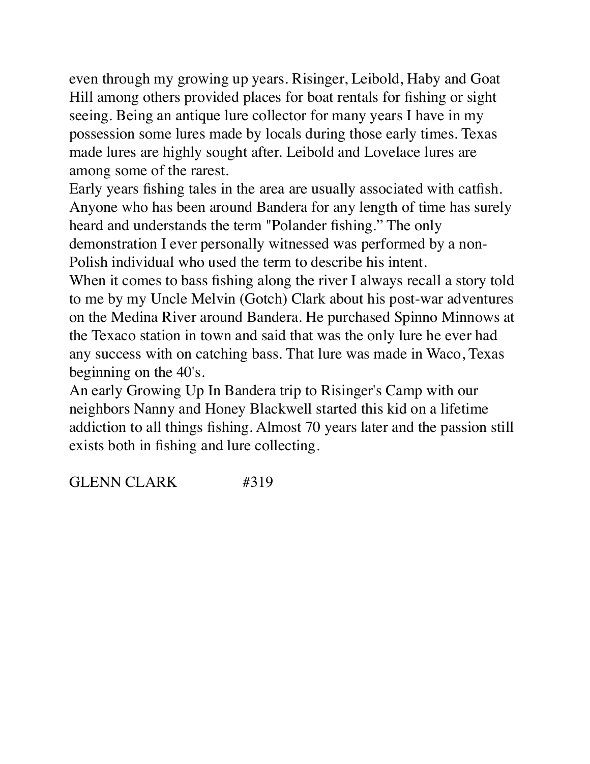even through my growing up years. Risinger, Leibold, Haby and Goat Hill among others provided places for boat rentals for fishing or sight seeing. Being an antique lure collector for many years I have in my possession some lures made by locals during those early times. Texas made lures are highly sought after. Leibold and Lovelace lures are among some of the rarest.

Early years fishing tales in the area are usually associated with catfish. Anyone who has been around Bandera for any length of time has surely heard and understands the term "Polander fishing." The only demonstration I ever personally witnessed was performed by a non-Polish individual who used the term to describe his intent.

When it comes to bass fishing along the river I always recall a story told to me by my Uncle Melvin (Gotch) Clark about his post-war adventures on the Medina River around Bandera. He purchased Spinno Minnows at the Texaco station in town and said that was the only lure he ever had any success with on catching bass. That lure was made in Waco, Texas beginning on the 40's.

An early Growing Up In Bandera trip to Risinger's Camp with our neighbors Nanny and Honey Blackwell started this kid on a lifetime addiction to all things fishing. Almost 70 years later and the passion still exists both in fishing and lure collecting.

GLENN CLARK #319